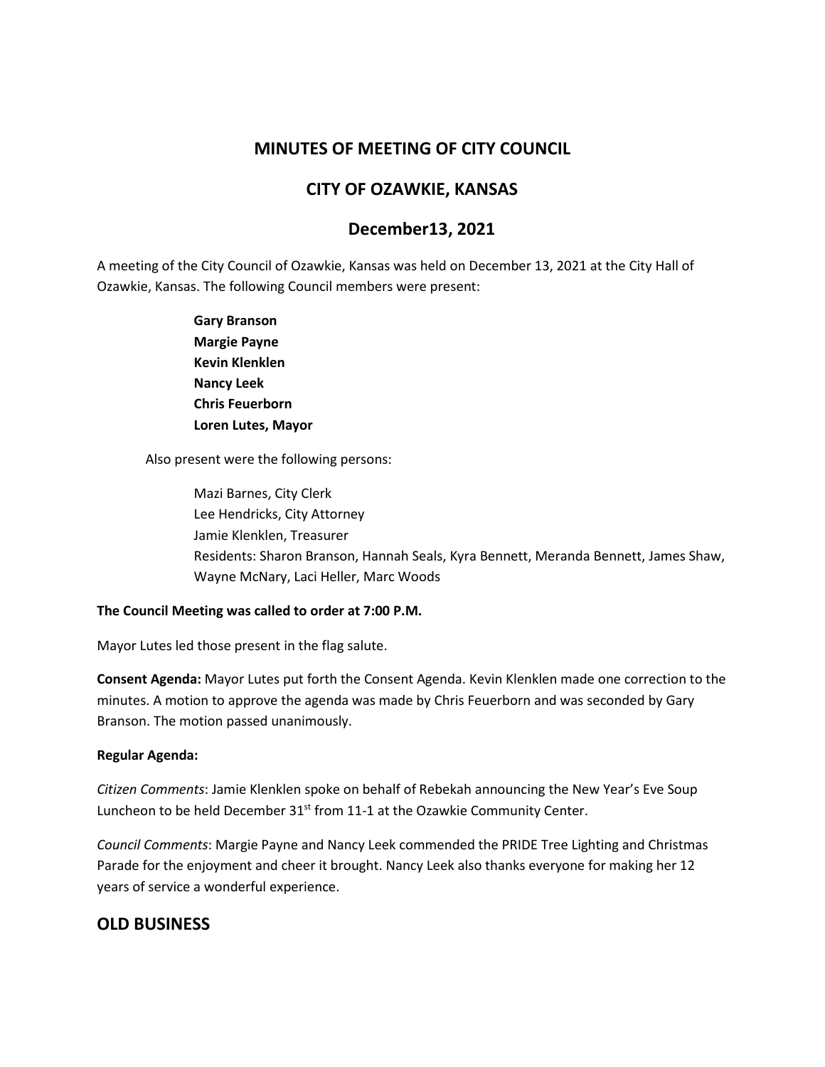# MINUTES OF MEETING OF CITY COUNCIL

# CITY OF OZAWKIE, KANSAS

# December13, 2021

A meeting of the City Council of Ozawkie, Kansas was held on December 13, 2021 at the City Hall of Ozawkie, Kansas. The following Council members were present:

**Gary Branson**
**Margie Payne**
**Kevin Klenklen**
**Nancy Leek**
**Chris Feuerborn**
**Loren Lutes, Mayor**

Also present were the following persons:

Mazi Barnes, City Clerk
Lee Hendricks, City Attorney
Jamie Klenklen, Treasurer
Residents: Sharon Branson, Hannah Seals, Kyra Bennett, Meranda Bennett, James Shaw, Wayne McNary, Laci Heller, Marc Woods

**The Council Meeting was called to order at 7:00 P.M.**

Mayor Lutes led those present in the flag salute.

**Consent Agenda:** Mayor Lutes put forth the Consent Agenda. Kevin Klenklen made one correction to the minutes. A motion to approve the agenda was made by Chris Feuerborn and was seconded by Gary Branson. The motion passed unanimously.

**Regular Agenda:**

*Citizen Comments*: Jamie Klenklen spoke on behalf of Rebekah announcing the New Year's Eve Soup Luncheon to be held December 31st from 11-1 at the Ozawkie Community Center.

*Council Comments*: Margie Payne and Nancy Leek commended the PRIDE Tree Lighting and Christmas Parade for the enjoyment and cheer it brought. Nancy Leek also thanks everyone for making her 12 years of service a wonderful experience.

## OLD BUSINESS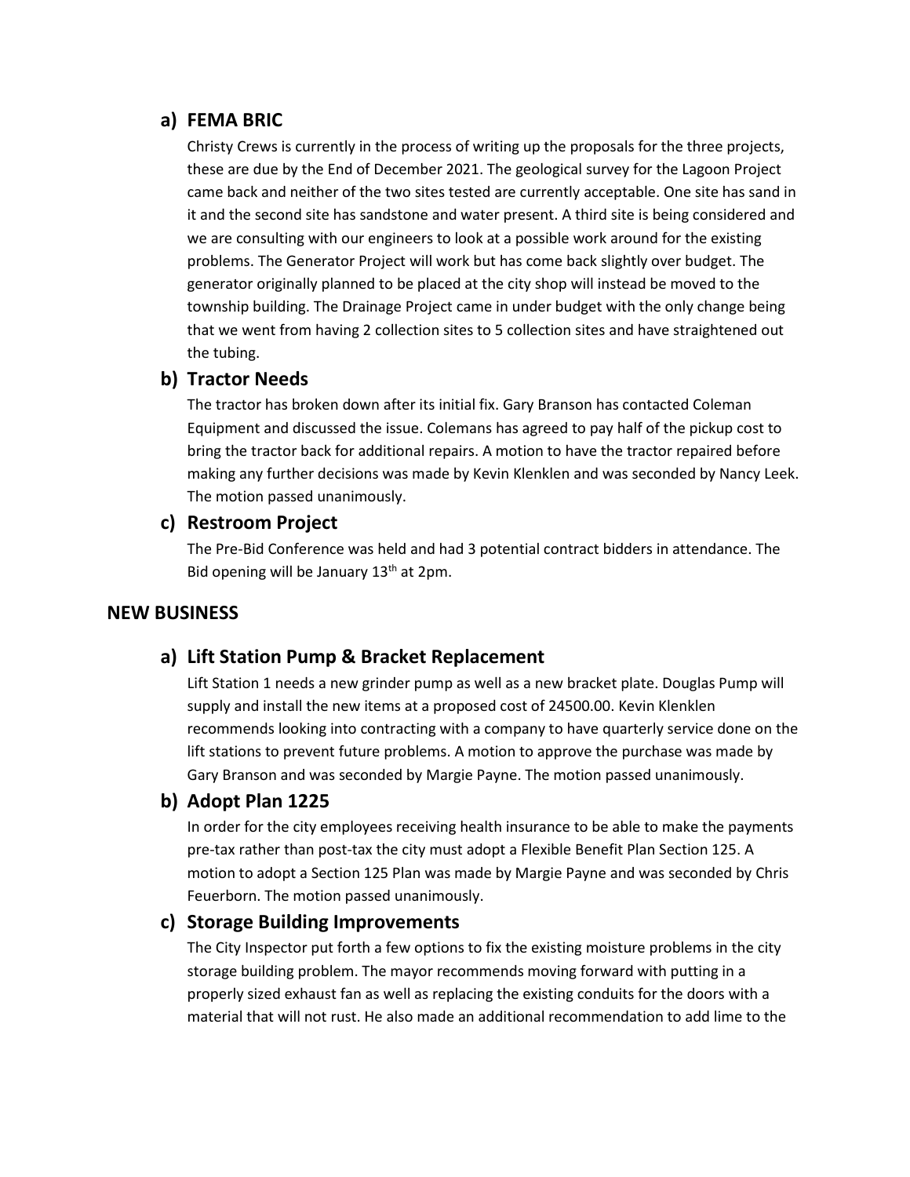## a) FEMA BRIC

Christy Crews is currently in the process of writing up the proposals for the three projects, these are due by the End of December 2021. The geological survey for the Lagoon Project came back and neither of the two sites tested are currently acceptable. One site has sand in it and the second site has sandstone and water present. A third site is being considered and we are consulting with our engineers to look at a possible work around for the existing problems. The Generator Project will work but has come back slightly over budget. The generator originally planned to be placed at the city shop will instead be moved to the township building. The Drainage Project came in under budget with the only change being that we went from having 2 collection sites to 5 collection sites and have straightened out the tubing.

## b) Tractor Needs

The tractor has broken down after its initial fix. Gary Branson has contacted Coleman Equipment and discussed the issue. Colemans has agreed to pay half of the pickup cost to bring the tractor back for additional repairs. A motion to have the tractor repaired before making any further decisions was made by Kevin Klenklen and was seconded by Nancy Leek. The motion passed unanimously.

## c) Restroom Project

The Pre-Bid Conference was held and had 3 potential contract bidders in attendance. The Bid opening will be January 13th at 2pm.

# NEW BUSINESS

## a) Lift Station Pump & Bracket Replacement

Lift Station 1 needs a new grinder pump as well as a new bracket plate. Douglas Pump will supply and install the new items at a proposed cost of 24500.00. Kevin Klenklen recommends looking into contracting with a company to have quarterly service done on the lift stations to prevent future problems. A motion to approve the purchase was made by Gary Branson and was seconded by Margie Payne. The motion passed unanimously.

## b) Adopt Plan 1225

In order for the city employees receiving health insurance to be able to make the payments pre-tax rather than post-tax the city must adopt a Flexible Benefit Plan Section 125. A motion to adopt a Section 125 Plan was made by Margie Payne and was seconded by Chris Feuerborn. The motion passed unanimously.

## c) Storage Building Improvements

The City Inspector put forth a few options to fix the existing moisture problems in the city storage building problem. The mayor recommends moving forward with putting in a properly sized exhaust fan as well as replacing the existing conduits for the doors with a material that will not rust. He also made an additional recommendation to add lime to the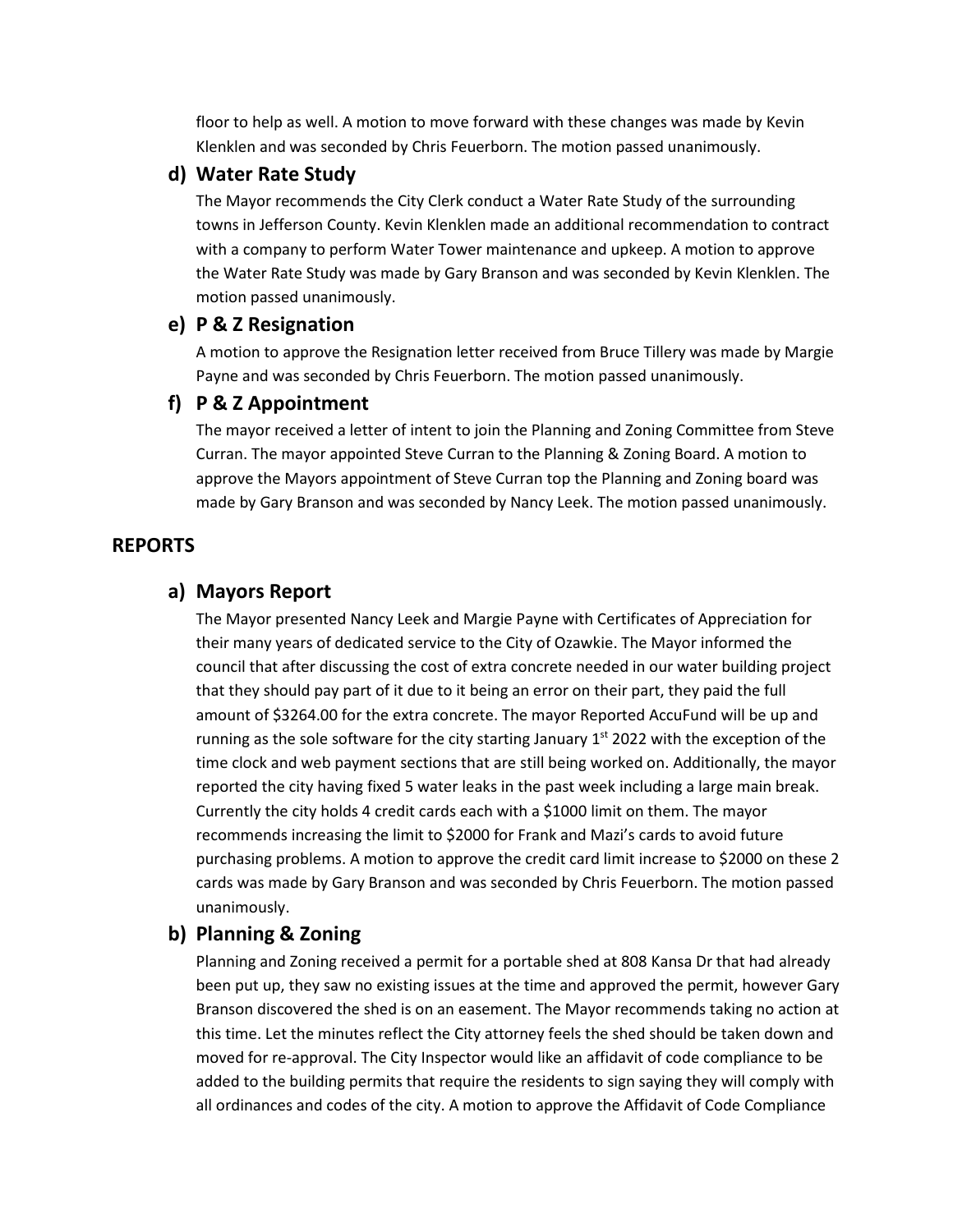floor to help as well. A motion to move forward with these changes was made by Kevin Klenklen and was seconded by Chris Feuerborn. The motion passed unanimously.

### d) Water Rate Study

The Mayor recommends the City Clerk conduct a Water Rate Study of the surrounding towns in Jefferson County. Kevin Klenklen made an additional recommendation to contract with a company to perform Water Tower maintenance and upkeep. A motion to approve the Water Rate Study was made by Gary Branson and was seconded by Kevin Klenklen. The motion passed unanimously.

### e) P & Z Resignation

A motion to approve the Resignation letter received from Bruce Tillery was made by Margie Payne and was seconded by Chris Feuerborn. The motion passed unanimously.

### f) P & Z Appointment

The mayor received a letter of intent to join the Planning and Zoning Committee from Steve Curran. The mayor appointed Steve Curran to the Planning & Zoning Board. A motion to approve the Mayors appointment of Steve Curran top the Planning and Zoning board was made by Gary Branson and was seconded by Nancy Leek. The motion passed unanimously.

## REPORTS

### a) Mayors Report

The Mayor presented Nancy Leek and Margie Payne with Certificates of Appreciation for their many years of dedicated service to the City of Ozawkie. The Mayor informed the council that after discussing the cost of extra concrete needed in our water building project that they should pay part of it due to it being an error on their part, they paid the full amount of $3264.00 for the extra concrete. The mayor Reported AccuFund will be up and running as the sole software for the city starting January 1st 2022 with the exception of the time clock and web payment sections that are still being worked on. Additionally, the mayor reported the city having fixed 5 water leaks in the past week including a large main break. Currently the city holds 4 credit cards each with a $1000 limit on them. The mayor recommends increasing the limit to $2000 for Frank and Mazi's cards to avoid future purchasing problems. A motion to approve the credit card limit increase to $2000 on these 2 cards was made by Gary Branson and was seconded by Chris Feuerborn. The motion passed unanimously.

### b) Planning & Zoning

Planning and Zoning received a permit for a portable shed at 808 Kansa Dr that had already been put up, they saw no existing issues at the time and approved the permit, however Gary Branson discovered the shed is on an easement. The Mayor recommends taking no action at this time. Let the minutes reflect the City attorney feels the shed should be taken down and moved for re-approval. The City Inspector would like an affidavit of code compliance to be added to the building permits that require the residents to sign saying they will comply with all ordinances and codes of the city. A motion to approve the Affidavit of Code Compliance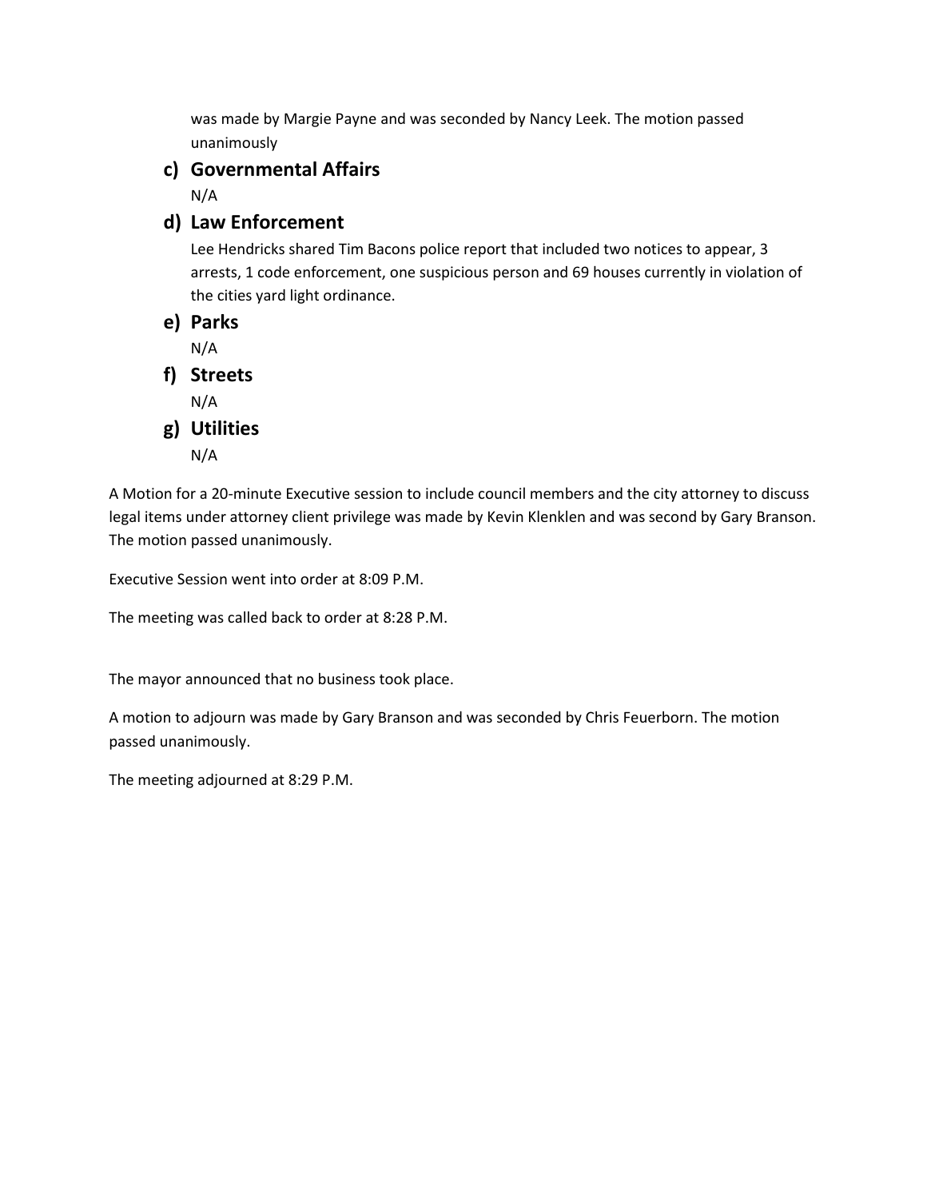was made by Margie Payne and was seconded by Nancy Leek. The motion passed unanimously

c) **Governmental Affairs**

N/A

d) **Law Enforcement**

Lee Hendricks shared Tim Bacons police report that included two notices to appear, 3 arrests, 1 code enforcement, one suspicious person and 69 houses currently in violation of the cities yard light ordinance.

e) **Parks**

N/A

f) **Streets**

N/A

g) **Utilities**

N/A

A Motion for a 20-minute Executive session to include council members and the city attorney to discuss legal items under attorney client privilege was made by Kevin Klenklen and was second by Gary Branson. The motion passed unanimously.

Executive Session went into order at 8:09 P.M.

The meeting was called back to order at 8:28 P.M.

The mayor announced that no business took place.

A motion to adjourn was made by Gary Branson and was seconded by Chris Feuerborn. The motion passed unanimously.

The meeting adjourned at 8:29 P.M.